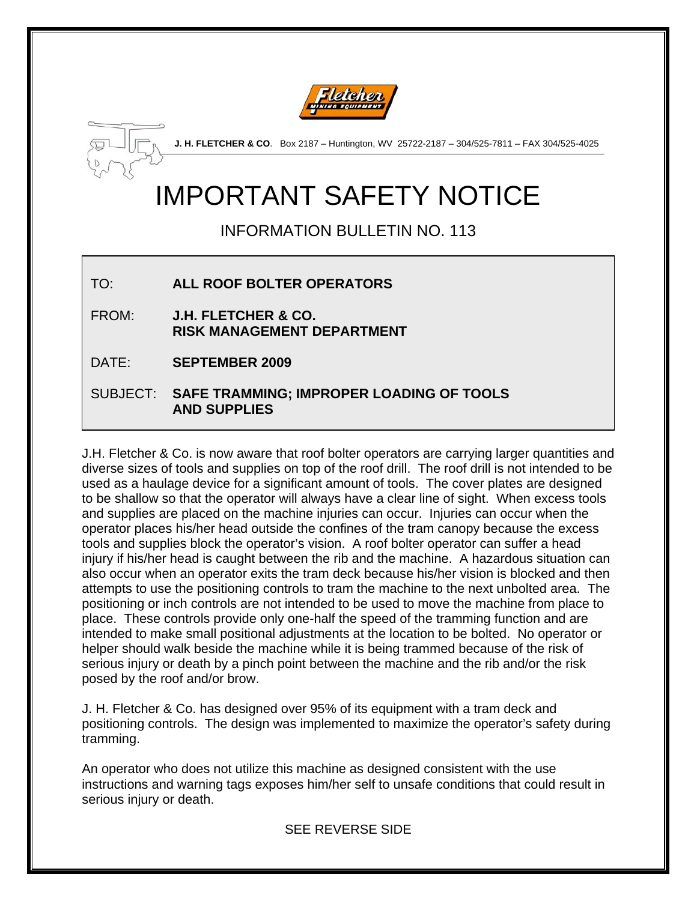**J. H. FLETCHER & CO**. Box 2187 – Huntington, WV 25722-2187 – 304/525-7811 – FAX 304/525-4025

# IMPORTANT SAFETY NOTICE

## INFORMATION BULLETIN NO. 113

| | |
|---|---|
| TO: | **ALL ROOF BOLTER OPERATORS** |
| FROM: | **J.H. FLETCHER & CO. RISK MANAGEMENT DEPARTMENT** |
| DATE: | **SEPTEMBER 2009** |
| SUBJECT: | **SAFE TRAMMING; IMPROPER LOADING OF TOOLS AND SUPPLIES** |

J.H. Fletcher & Co. is now aware that roof bolter operators are carrying larger quantities and diverse sizes of tools and supplies on top of the roof drill. The roof drill is not intended to be used as a haulage device for a significant amount of tools. The cover plates are designed to be shallow so that the operator will always have a clear line of sight. When excess tools and supplies are placed on the machine injuries can occur. Injuries can occur when the operator places his/her head outside the confines of the tram canopy because the excess tools and supplies block the operator's vision. A roof bolter operator can suffer a head injury if his/her head is caught between the rib and the machine. A hazardous situation can also occur when an operator exits the tram deck because his/her vision is blocked and then attempts to use the positioning controls to tram the machine to the next unbolted area. The positioning or inch controls are not intended to be used to move the machine from place to place. These controls provide only one-half the speed of the tramming function and are intended to make small positional adjustments at the location to be bolted. No operator or helper should walk beside the machine while it is being trammed because of the risk of serious injury or death by a pinch point between the machine and the rib and/or the risk posed by the roof and/or brow.

J. H. Fletcher & Co. has designed over 95% of its equipment with a tram deck and positioning controls. The design was implemented to maximize the operator's safety during tramming.

An operator who does not utilize this machine as designed consistent with the use instructions and warning tags exposes him/her self to unsafe conditions that could result in serious injury or death.

SEE REVERSE SIDE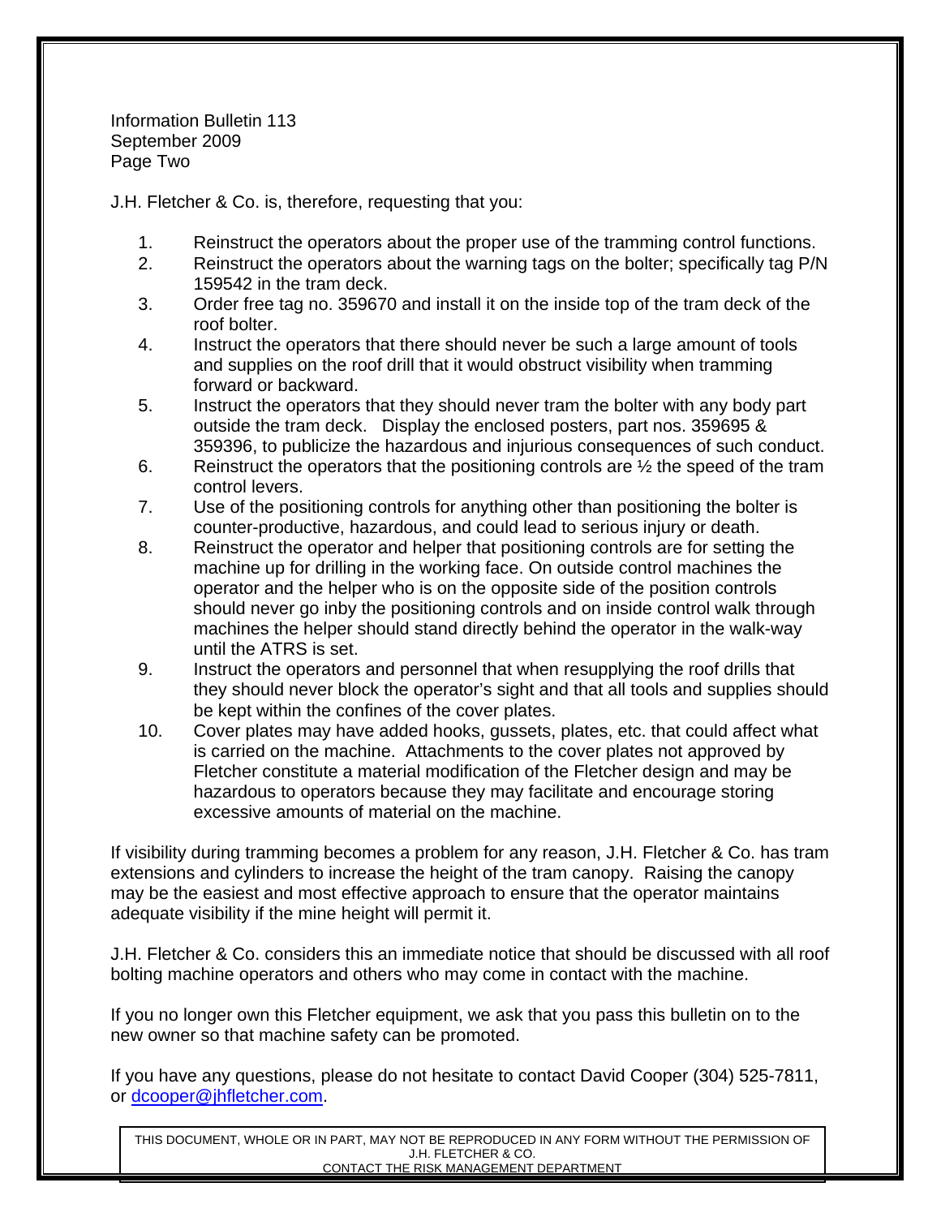Information Bulletin 113
September 2009
Page Two

J.H. Fletcher & Co. is, therefore, requesting that you:

1. Reinstruct the operators about the proper use of the tramming control functions.
2. Reinstruct the operators about the warning tags on the bolter; specifically tag P/N 159542 in the tram deck.
3. Order free tag no. 359670 and install it on the inside top of the tram deck of the roof bolter.
4. Instruct the operators that there should never be such a large amount of tools and supplies on the roof drill that it would obstruct visibility when tramming forward or backward.
5. Instruct the operators that they should never tram the bolter with any body part outside the tram deck. Display the enclosed posters, part nos. 359695 & 359396, to publicize the hazardous and injurious consequences of such conduct.
6. Reinstruct the operators that the positioning controls are ½ the speed of the tram control levers.
7. Use of the positioning controls for anything other than positioning the bolter is counter-productive, hazardous, and could lead to serious injury or death.
8. Reinstruct the operator and helper that positioning controls are for setting the machine up for drilling in the working face. On outside control machines the operator and the helper who is on the opposite side of the position controls should never go inby the positioning controls and on inside control walk through machines the helper should stand directly behind the operator in the walk-way until the ATRS is set.
9. Instruct the operators and personnel that when resupplying the roof drills that they should never block the operator's sight and that all tools and supplies should be kept within the confines of the cover plates.
10. Cover plates may have added hooks, gussets, plates, etc. that could affect what is carried on the machine. Attachments to the cover plates not approved by Fletcher constitute a material modification of the Fletcher design and may be hazardous to operators because they may facilitate and encourage storing excessive amounts of material on the machine.

If visibility during tramming becomes a problem for any reason, J.H. Fletcher & Co. has tram extensions and cylinders to increase the height of the tram canopy. Raising the canopy may be the easiest and most effective approach to ensure that the operator maintains adequate visibility if the mine height will permit it.

J.H. Fletcher & Co. considers this an immediate notice that should be discussed with all roof bolting machine operators and others who may come in contact with the machine.

If you no longer own this Fletcher equipment, we ask that you pass this bulletin on to the new owner so that machine safety can be promoted.

If you have any questions, please do not hesitate to contact David Cooper (304) 525-7811, or dcooper@jhfletcher.com.

THIS DOCUMENT, WHOLE OR IN PART, MAY NOT BE REPRODUCED IN ANY FORM WITHOUT THE PERMISSION OF J.H. FLETCHER & CO.
CONTACT THE RISK MANAGEMENT DEPARTMENT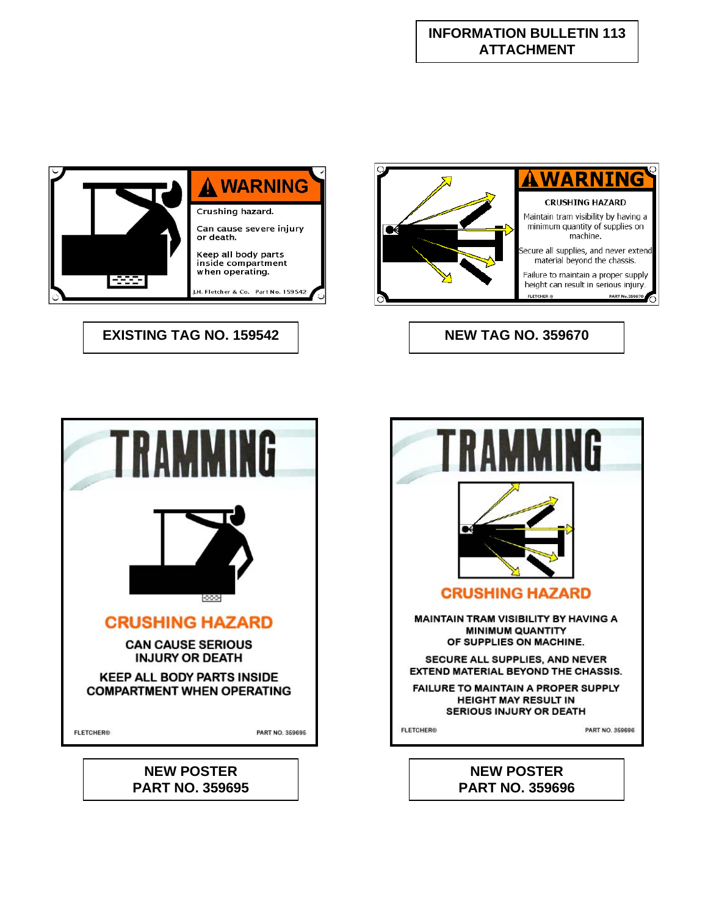**INFORMATION BULLETIN 113 ATTACHMENT**

WARNING

Crushing hazard.

Can cause severe injury or death.

Keep all body parts inside compartment when operating.

J.H. Fletcher & Co. Part No. 159542

**EXISTING TAG NO. 159542**

WARNING

CRUSHING HAZARD

Maintain tram visibility by having a minimum quantity of supplies on machine.

Secure all supplies, and never extend material beyond the chassis.

Failure to maintain a proper supply height can result in serious injury.

FLETCHER ® PART No.359670

**NEW TAG NO. 359670**

TRAMMING

CRUSHING HAZARD

CAN CAUSE SERIOUS INJURY OR DEATH

KEEP ALL BODY PARTS INSIDE COMPARTMENT WHEN OPERATING

FLETCHER® PART NO. 359695

**NEW POSTER PART NO. 359695**

TRAMMING

CRUSHING HAZARD

MAINTAIN TRAM VISIBILITY BY HAVING A MINIMUM QUANTITY OF SUPPLIES ON MACHINE.

SECURE ALL SUPPLIES, AND NEVER EXTEND MATERIAL BEYOND THE CHASSIS.

FAILURE TO MAINTAIN A PROPER SUPPLY HEIGHT MAY RESULT IN SERIOUS INJURY OR DEATH

FLETCHER® PART NO. 359696

**NEW POSTER PART NO. 359696**